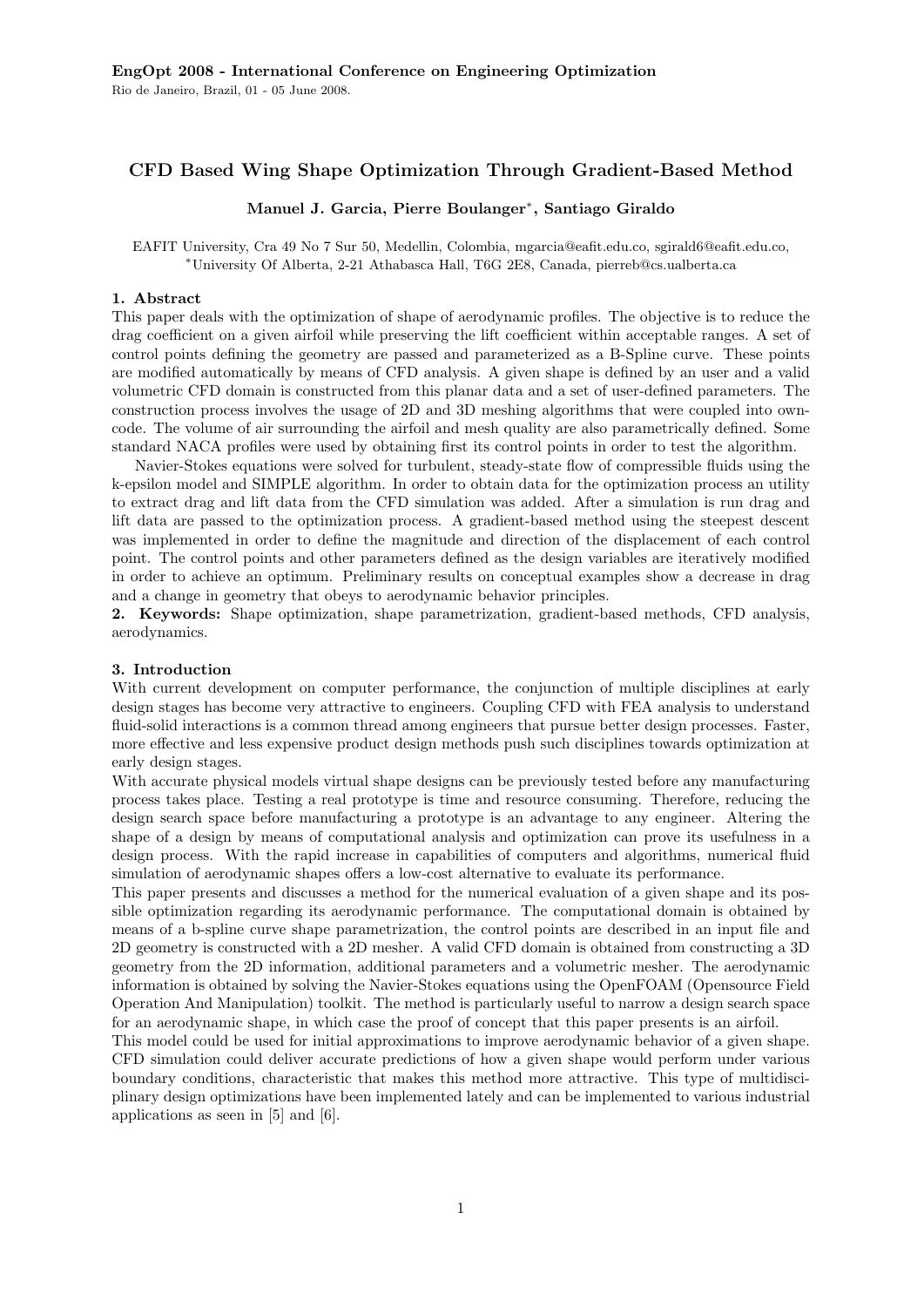**EngOpt 2008 - International Conference on Engineering Optimization**
Rio de Janeiro, Brazil, 01 - 05 June 2008.

# CFD Based Wing Shape Optimization Through Gradient-Based Method

**Manuel J. Garcia, Pierre Boulanger[*], Santiago Giraldo**

EAFIT University, Cra 49 No 7 Sur 50, Medellin, Colombia, mgarcia@eafit.edu.co, sgirald6@eafit.edu.co,
[*]University Of Alberta, 2-21 Athabasca Hall, T6G 2E8, Canada, pierreb@cs.ualberta.ca

## 1. Abstract

This paper deals with the optimization of shape of aerodynamic profiles. The objective is to reduce the drag coefficient on a given airfoil while preserving the lift coefficient within acceptable ranges. A set of control points defining the geometry are passed and parameterized as a B-Spline curve. These points are modified automatically by means of CFD analysis. A given shape is defined by an user and a valid volumetric CFD domain is constructed from this planar data and a set of user-defined parameters. The construction process involves the usage of 2D and 3D meshing algorithms that were coupled into own-code. The volume of air surrounding the airfoil and mesh quality are also parametrically defined. Some standard NACA profiles were used by obtaining first its control points in order to test the algorithm.

Navier-Stokes equations were solved for turbulent, steady-state flow of compressible fluids using the k-epsilon model and SIMPLE algorithm. In order to obtain data for the optimization process an utility to extract drag and lift data from the CFD simulation was added. After a simulation is run drag and lift data are passed to the optimization process. A gradient-based method using the steepest descent was implemented in order to define the magnitude and direction of the displacement of each control point. The control points and other parameters defined as the design variables are iteratively modified in order to achieve an optimum. Preliminary results on conceptual examples show a decrease in drag and a change in geometry that obeys to aerodynamic behavior principles.

**2. Keywords:** Shape optimization, shape parametrization, gradient-based methods, CFD analysis, aerodynamics.

## 3. Introduction

With current development on computer performance, the conjunction of multiple disciplines at early design stages has become very attractive to engineers. Coupling CFD with FEA analysis to understand fluid-solid interactions is a common thread among engineers that pursue better design processes. Faster, more effective and less expensive product design methods push such disciplines towards optimization at early design stages.

With accurate physical models virtual shape designs can be previously tested before any manufacturing process takes place. Testing a real prototype is time and resource consuming. Therefore, reducing the design search space before manufacturing a prototype is an advantage to any engineer. Altering the shape of a design by means of computational analysis and optimization can prove its usefulness in a design process. With the rapid increase in capabilities of computers and algorithms, numerical fluid simulation of aerodynamic shapes offers a low-cost alternative to evaluate its performance.

This paper presents and discusses a method for the numerical evaluation of a given shape and its possible optimization regarding its aerodynamic performance. The computational domain is obtained by means of a b-spline curve shape parametrization, the control points are described in an input file and 2D geometry is constructed with a 2D mesher. A valid CFD domain is obtained from constructing a 3D geometry from the 2D information, additional parameters and a volumetric mesher. The aerodynamic information is obtained by solving the Navier-Stokes equations using the OpenFOAM (Opensource Field Operation And Manipulation) toolkit. The method is particularly useful to narrow a design search space for an aerodynamic shape, in which case the proof of concept that this paper presents is an airfoil.

This model could be used for initial approximations to improve aerodynamic behavior of a given shape. CFD simulation could deliver accurate predictions of how a given shape would perform under various boundary conditions, characteristic that makes this method more attractive. This type of multidisciplinary design optimizations have been implemented lately and can be implemented to various industrial applications as seen in [5] and [6].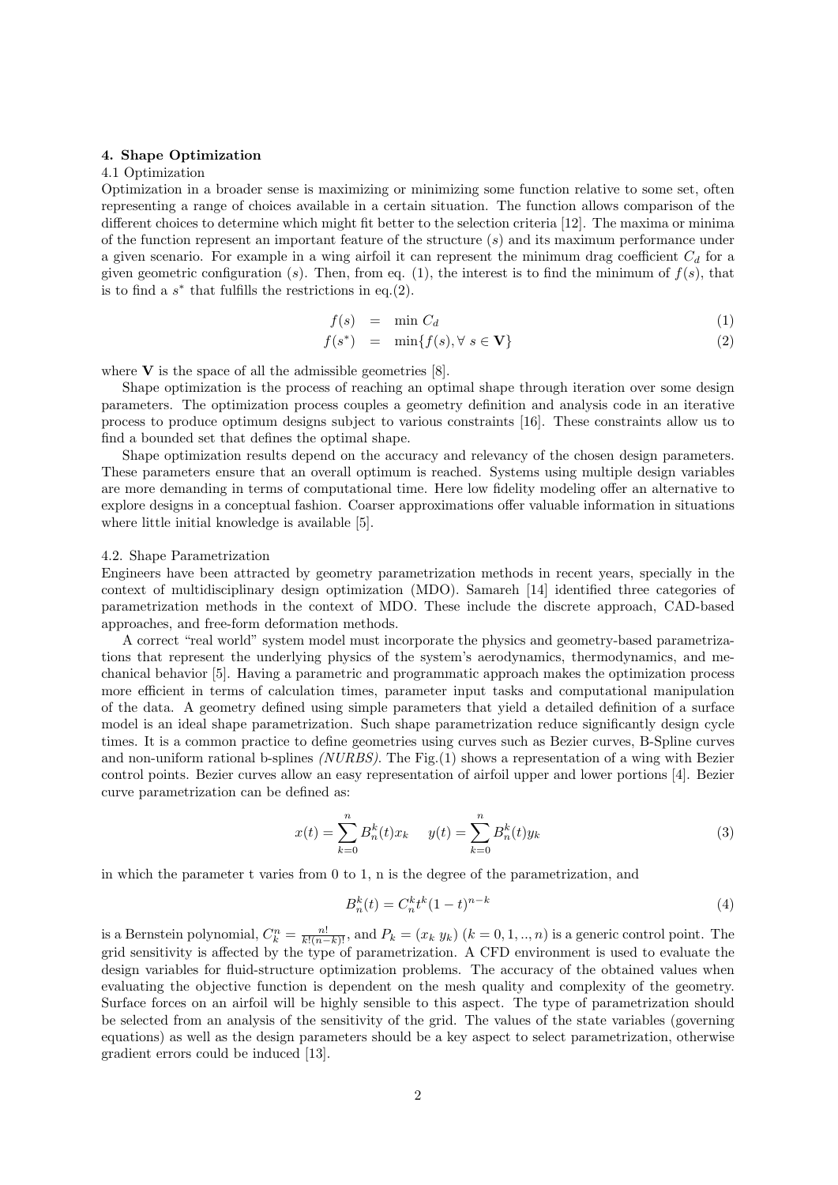## 4. Shape Optimization

### 4.1 Optimization

Optimization in a broader sense is maximizing or minimizing some function relative to some set, often representing a range of choices available in a certain situation. The function allows comparison of the different choices to determine which might fit better to the selection criteria [12]. The maxima or minima of the function represent an important feature of the structure ($s$) and its maximum performance under a given scenario. For example in a wing airfoil it can represent the minimum drag coefficient $C_d$ for a given geometric configuration ($s$). Then, from eq. (1), the interest is to find the minimum of $f(s)$, that is to find a $s^*$ that fulfills the restrictions in eq.(2).

$$f(s) = \min C_d \tag{1}$$

$$f(s^*) = \min\{f(s), \forall\ s \in \mathbf{V}\} \tag{2}$$

where $\mathbf{V}$ is the space of all the admissible geometries [8].

Shape optimization is the process of reaching an optimal shape through iteration over some design parameters. The optimization process couples a geometry definition and analysis code in an iterative process to produce optimum designs subject to various constraints [16]. These constraints allow us to find a bounded set that defines the optimal shape.

Shape optimization results depend on the accuracy and relevancy of the chosen design parameters. These parameters ensure that an overall optimum is reached. Systems using multiple design variables are more demanding in terms of computational time. Here low fidelity modeling offer an alternative to explore designs in a conceptual fashion. Coarser approximations offer valuable information in situations where little initial knowledge is available [5].

### 4.2. Shape Parametrization

Engineers have been attracted by geometry parametrization methods in recent years, specially in the context of multidisciplinary design optimization (MDO). Samareh [14] identified three categories of parametrization methods in the context of MDO. These include the discrete approach, CAD-based approaches, and free-form deformation methods.

A correct "real world" system model must incorporate the physics and geometry-based parametrizations that represent the underlying physics of the system's aerodynamics, thermodynamics, and mechanical behavior [5]. Having a parametric and programmatic approach makes the optimization process more efficient in terms of calculation times, parameter input tasks and computational manipulation of the data. A geometry defined using simple parameters that yield a detailed definition of a surface model is an ideal shape parametrization. Such shape parametrization reduce significantly design cycle times. It is a common practice to define geometries using curves such as Bezier curves, B-Spline curves and non-uniform rational b-splines *(NURBS)*. The Fig.(1) shows a representation of a wing with Bezier control points. Bezier curves allow an easy representation of airfoil upper and lower portions [4]. Bezier curve parametrization can be defined as:

$$x(t) = \sum_{k=0}^{n} B_n^k(t) x_k \qquad y(t) = \sum_{k=0}^{n} B_n^k(t) y_k \tag{3}$$

in which the parameter t varies from 0 to 1, n is the degree of the parametrization, and

$$B_n^k(t) = C_n^k t^k (1-t)^{n-k} \tag{4}$$

is a Bernstein polynomial, $C_k^n = \frac{n!}{k!(n-k)!}$, and $P_k = (x_k\ y_k)$ $(k = 0, 1, .., n)$ is a generic control point. The grid sensitivity is affected by the type of parametrization. A CFD environment is used to evaluate the design variables for fluid-structure optimization problems. The accuracy of the obtained values when evaluating the objective function is dependent on the mesh quality and complexity of the geometry. Surface forces on an airfoil will be highly sensible to this aspect. The type of parametrization should be selected from an analysis of the sensitivity of the grid. The values of the state variables (governing equations) as well as the design parameters should be a key aspect to select parametrization, otherwise gradient errors could be induced [13].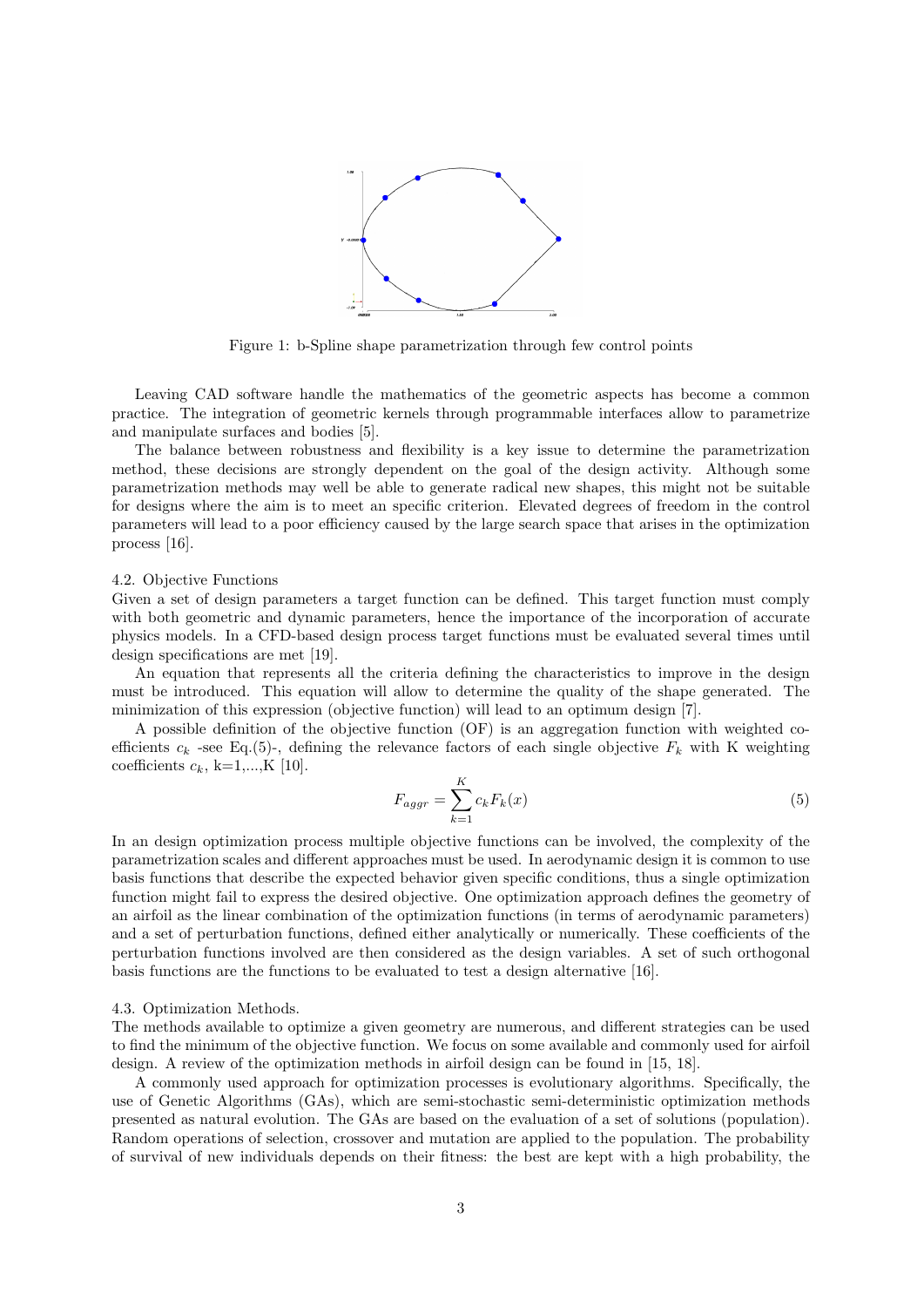Figure 1: b-Spline shape parametrization through few control points

Leaving CAD software handle the mathematics of the geometric aspects has become a common practice. The integration of geometric kernels through programmable interfaces allow to parametrize and manipulate surfaces and bodies [5].

The balance between robustness and flexibility is a key issue to determine the parametrization method, these decisions are strongly dependent on the goal of the design activity. Although some parametrization methods may well be able to generate radical new shapes, this might not be suitable for designs where the aim is to meet an specific criterion. Elevated degrees of freedom in the control parameters will lead to a poor efficiency caused by the large search space that arises in the optimization process [16].

### 4.2. Objective Functions

Given a set of design parameters a target function can be defined. This target function must comply with both geometric and dynamic parameters, hence the importance of the incorporation of accurate physics models. In a CFD-based design process target functions must be evaluated several times until design specifications are met [19].

An equation that represents all the criteria defining the characteristics to improve in the design must be introduced. This equation will allow to determine the quality of the shape generated. The minimization of this expression (objective function) will lead to an optimum design [7].

A possible definition of the objective function (OF) is an aggregation function with weighted coefficients $c_k$ -see Eq.(5)-, defining the relevance factors of each single objective $F_k$ with K weighting coefficients $c_k$, k=1,...,K [10].

$$F_{aggr} = \sum_{k=1}^{K} c_k F_k(x) \tag{5}$$

In an design optimization process multiple objective functions can be involved, the complexity of the parametrization scales and different approaches must be used. In aerodynamic design it is common to use basis functions that describe the expected behavior given specific conditions, thus a single optimization function might fail to express the desired objective. One optimization approach defines the geometry of an airfoil as the linear combination of the optimization functions (in terms of aerodynamic parameters) and a set of perturbation functions, defined either analytically or numerically. These coefficients of the perturbation functions involved are then considered as the design variables. A set of such orthogonal basis functions are the functions to be evaluated to test a design alternative [16].

### 4.3. Optimization Methods.

The methods available to optimize a given geometry are numerous, and different strategies can be used to find the minimum of the objective function. We focus on some available and commonly used for airfoil design. A review of the optimization methods in airfoil design can be found in [15, 18].

A commonly used approach for optimization processes is evolutionary algorithms. Specifically, the use of Genetic Algorithms (GAs), which are semi-stochastic semi-deterministic optimization methods presented as natural evolution. The GAs are based on the evaluation of a set of solutions (population). Random operations of selection, crossover and mutation are applied to the population. The probability of survival of new individuals depends on their fitness: the best are kept with a high probability, the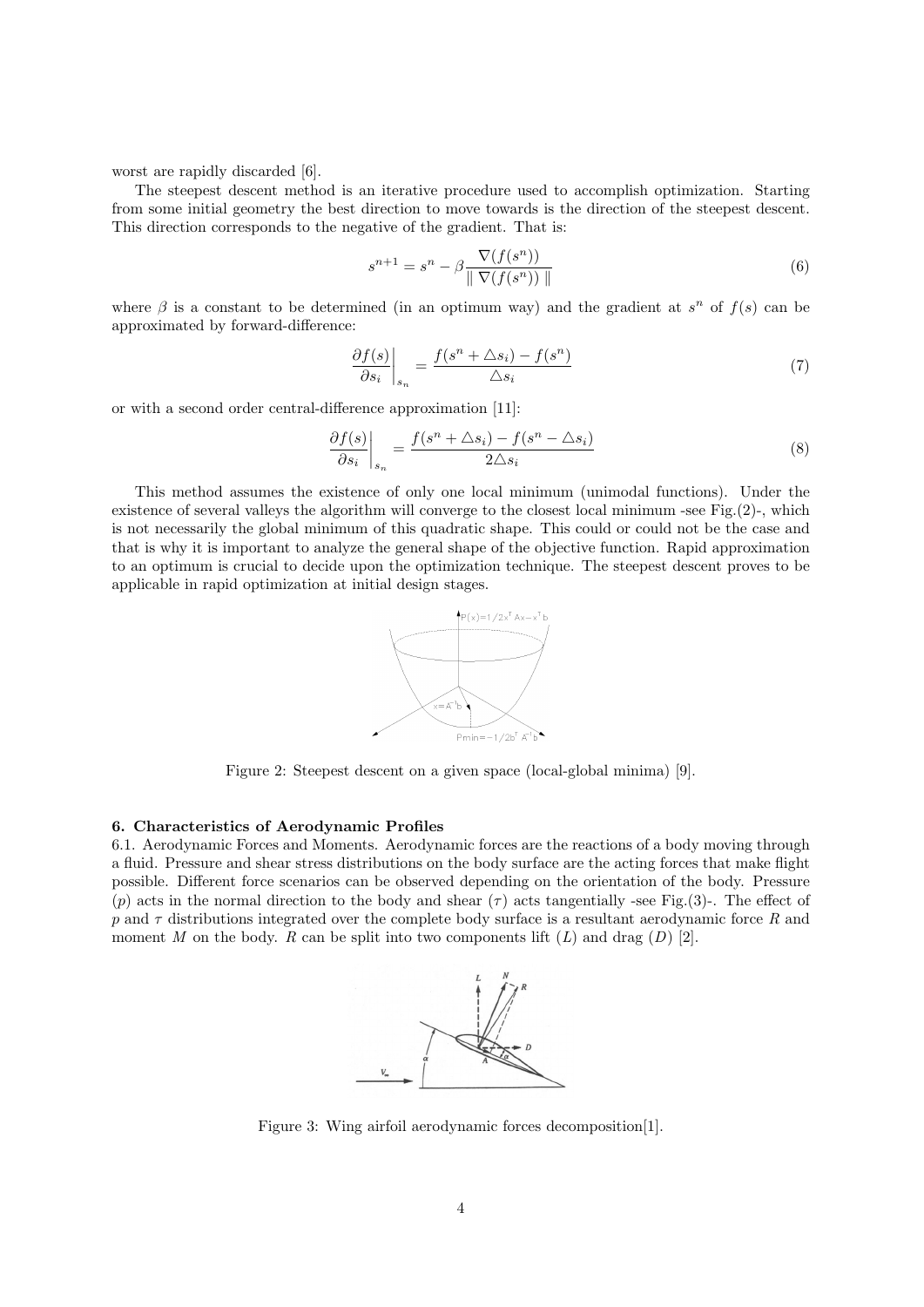worst are rapidly discarded [6].

The steepest descent method is an iterative procedure used to accomplish optimization. Starting from some initial geometry the best direction to move towards is the direction of the steepest descent. This direction corresponds to the negative of the gradient. That is:

$$s^{n+1} = s^n - \beta \frac{\nabla(f(s^n))}{\| \nabla(f(s^n)) \|} \tag{6}$$

where $\beta$ is a constant to be determined (in an optimum way) and the gradient at $s^n$ of $f(s)$ can be approximated by forward-difference:

$$\left. \frac{\partial f(s)}{\partial s_i} \right|_{s_n} = \frac{f(s^n + \triangle s_i) - f(s^n)}{\triangle s_i} \tag{7}$$

or with a second order central-difference approximation [11]:

$$\left. \frac{\partial f(s)}{\partial s_i} \right|_{s_n} = \frac{f(s^n + \triangle s_i) - f(s^n - \triangle s_i)}{2\triangle s_i} \tag{8}$$

This method assumes the existence of only one local minimum (unimodal functions). Under the existence of several valleys the algorithm will converge to the closest local minimum -see Fig.(2)-, which is not necessarily the global minimum of this quadratic shape. This could or could not be the case and that is why it is important to analyze the general shape of the objective function. Rapid approximation to an optimum is crucial to decide upon the optimization technique. The steepest descent proves to be applicable in rapid optimization at initial design stages.

Figure 2: Steepest descent on a given space (local-global minima) [9].

**6. Characteristics of Aerodynamic Profiles**

6.1. Aerodynamic Forces and Moments. Aerodynamic forces are the reactions of a body moving through a fluid. Pressure and shear stress distributions on the body surface are the acting forces that make flight possible. Different force scenarios can be observed depending on the orientation of the body. Pressure ($p$) acts in the normal direction to the body and shear ($\tau$) acts tangentially -see Fig.(3)-. The effect of $p$ and $\tau$ distributions integrated over the complete body surface is a resultant aerodynamic force $R$ and moment $M$ on the body. $R$ can be split into two components lift ($L$) and drag ($D$) [2].

Figure 3: Wing airfoil aerodynamic forces decomposition[1].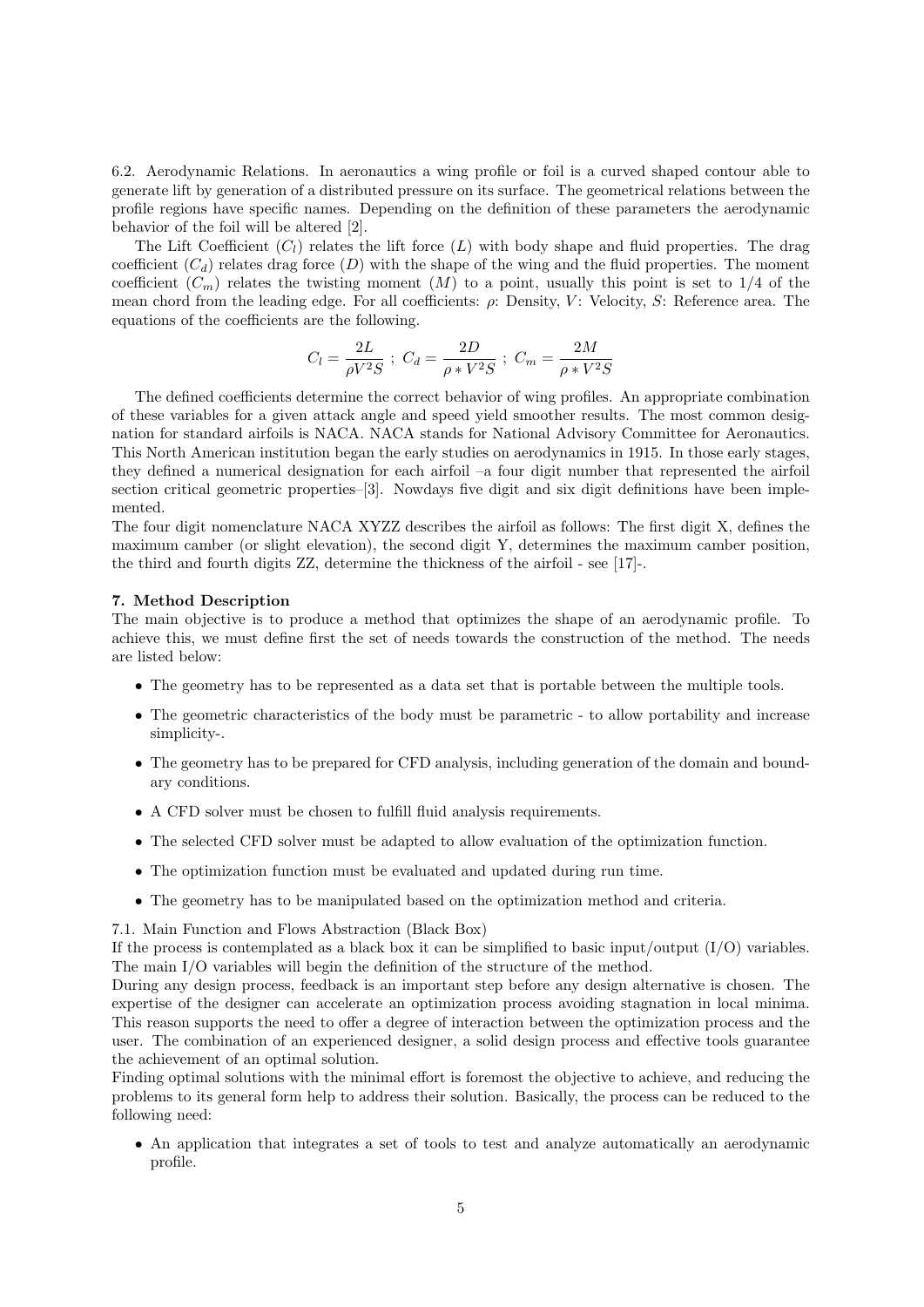6.2. Aerodynamic Relations. In aeronautics a wing profile or foil is a curved shaped contour able to generate lift by generation of a distributed pressure on its surface. The geometrical relations between the profile regions have specific names. Depending on the definition of these parameters the aerodynamic behavior of the foil will be altered [2].

The Lift Coefficient ($C_l$) relates the lift force ($L$) with body shape and fluid properties. The drag coefficient ($C_d$) relates drag force ($D$) with the shape of the wing and the fluid properties. The moment coefficient ($C_m$) relates the twisting moment ($M$) to a point, usually this point is set to 1/4 of the mean chord from the leading edge. For all coefficients: $\rho$: Density, $V$: Velocity, $S$: Reference area. The equations of the coefficients are the following.

$$C_l = \frac{2L}{\rho V^2 S} \; ; \; C_d = \frac{2D}{\rho * V^2 S} \; ; \; C_m = \frac{2M}{\rho * V^2 S}$$

The defined coefficients determine the correct behavior of wing profiles. An appropriate combination of these variables for a given attack angle and speed yield smoother results. The most common designation for standard airfoils is NACA. NACA stands for National Advisory Committee for Aeronautics. This North American institution began the early studies on aerodynamics in 1915. In those early stages, they defined a numerical designation for each airfoil –a four digit number that represented the airfoil section critical geometric properties–[3]. Nowdays five digit and six digit definitions have been implemented.

The four digit nomenclature NACA XYZZ describes the airfoil as follows: The first digit X, defines the maximum camber (or slight elevation), the second digit Y, determines the maximum camber position, the third and fourth digits ZZ, determine the thickness of the airfoil - see [17]-.

## 7. Method Description

The main objective is to produce a method that optimizes the shape of an aerodynamic profile. To achieve this, we must define first the set of needs towards the construction of the method. The needs are listed below:

- The geometry has to be represented as a data set that is portable between the multiple tools.
- The geometric characteristics of the body must be parametric - to allow portability and increase simplicity-.
- The geometry has to be prepared for CFD analysis, including generation of the domain and boundary conditions.
- A CFD solver must be chosen to fulfill fluid analysis requirements.
- The selected CFD solver must be adapted to allow evaluation of the optimization function.
- The optimization function must be evaluated and updated during run time.
- The geometry has to be manipulated based on the optimization method and criteria.

7.1. Main Function and Flows Abstraction (Black Box)

If the process is contemplated as a black box it can be simplified to basic input/output (I/O) variables. The main I/O variables will begin the definition of the structure of the method.

During any design process, feedback is an important step before any design alternative is chosen. The expertise of the designer can accelerate an optimization process avoiding stagnation in local minima. This reason supports the need to offer a degree of interaction between the optimization process and the user. The combination of an experienced designer, a solid design process and effective tools guarantee the achievement of an optimal solution.

Finding optimal solutions with the minimal effort is foremost the objective to achieve, and reducing the problems to its general form help to address their solution. Basically, the process can be reduced to the following need:

- An application that integrates a set of tools to test and analyze automatically an aerodynamic profile.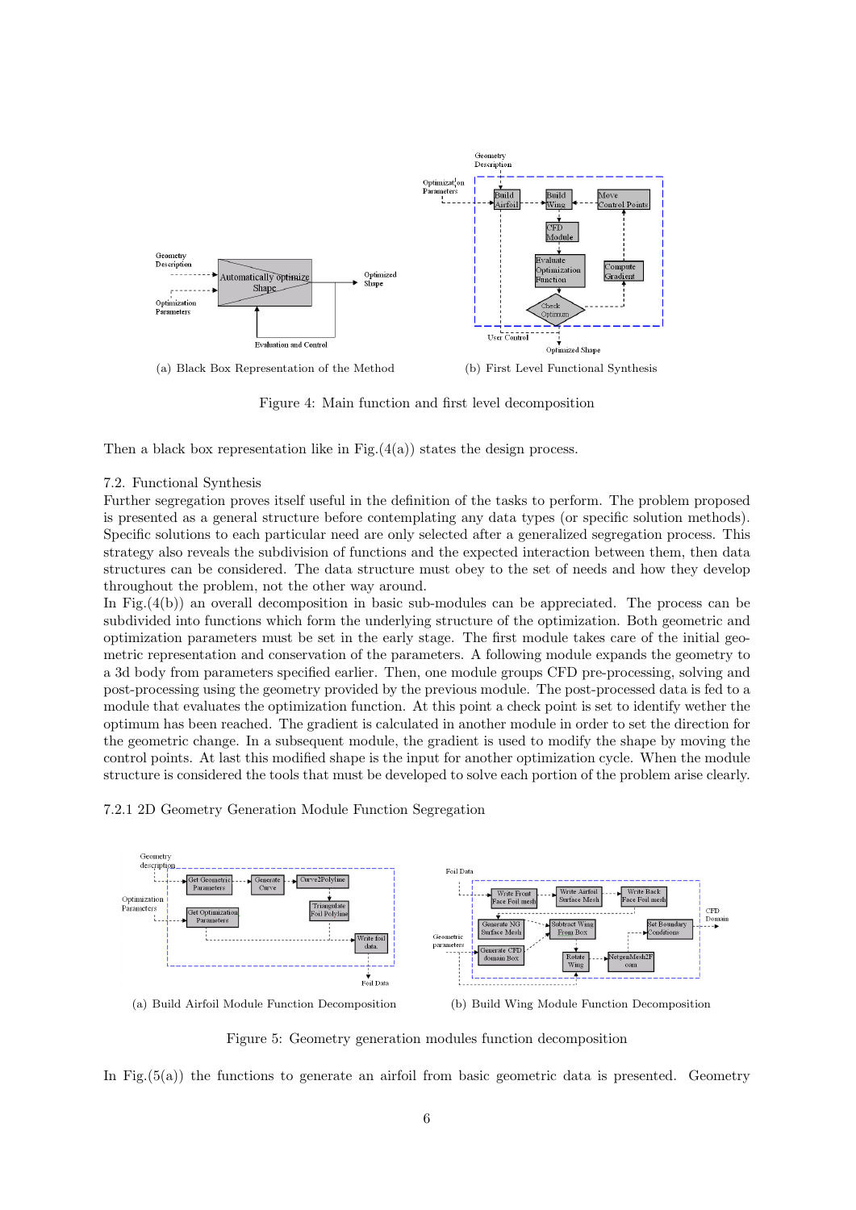(a) Black Box Representation of the Method

(b) First Level Functional Synthesis

Figure 4: Main function and first level decomposition

Then a black box representation like in Fig.(4(a)) states the design process.

### 7.2. Functional Synthesis

Further segregation proves itself useful in the definition of the tasks to perform. The problem proposed is presented as a general structure before contemplating any data types (or specific solution methods). Specific solutions to each particular need are only selected after a generalized segregation process. This strategy also reveals the subdivision of functions and the expected interaction between them, then data structures can be considered. The data structure must obey to the set of needs and how they develop throughout the problem, not the other way around.

In Fig.(4(b)) an overall decomposition in basic sub-modules can be appreciated. The process can be subdivided into functions which form the underlying structure of the optimization. Both geometric and optimization parameters must be set in the early stage. The first module takes care of the initial geometric representation and conservation of the parameters. A following module expands the geometry to a 3d body from parameters specified earlier. Then, one module groups CFD pre-processing, solving and post-processing using the geometry provided by the previous module. The post-processed data is fed to a module that evaluates the optimization function. At this point a check point is set to identify wether the optimum has been reached. The gradient is calculated in another module in order to set the direction for the geometric change. In a subsequent module, the gradient is used to modify the shape by moving the control points. At last this modified shape is the input for another optimization cycle. When the module structure is considered the tools that must be developed to solve each portion of the problem arise clearly.

#### 7.2.1 2D Geometry Generation Module Function Segregation

(a) Build Airfoil Module Function Decomposition

(b) Build Wing Module Function Decomposition

Figure 5: Geometry generation modules function decomposition

In Fig.(5(a)) the functions to generate an airfoil from basic geometric data is presented. Geometry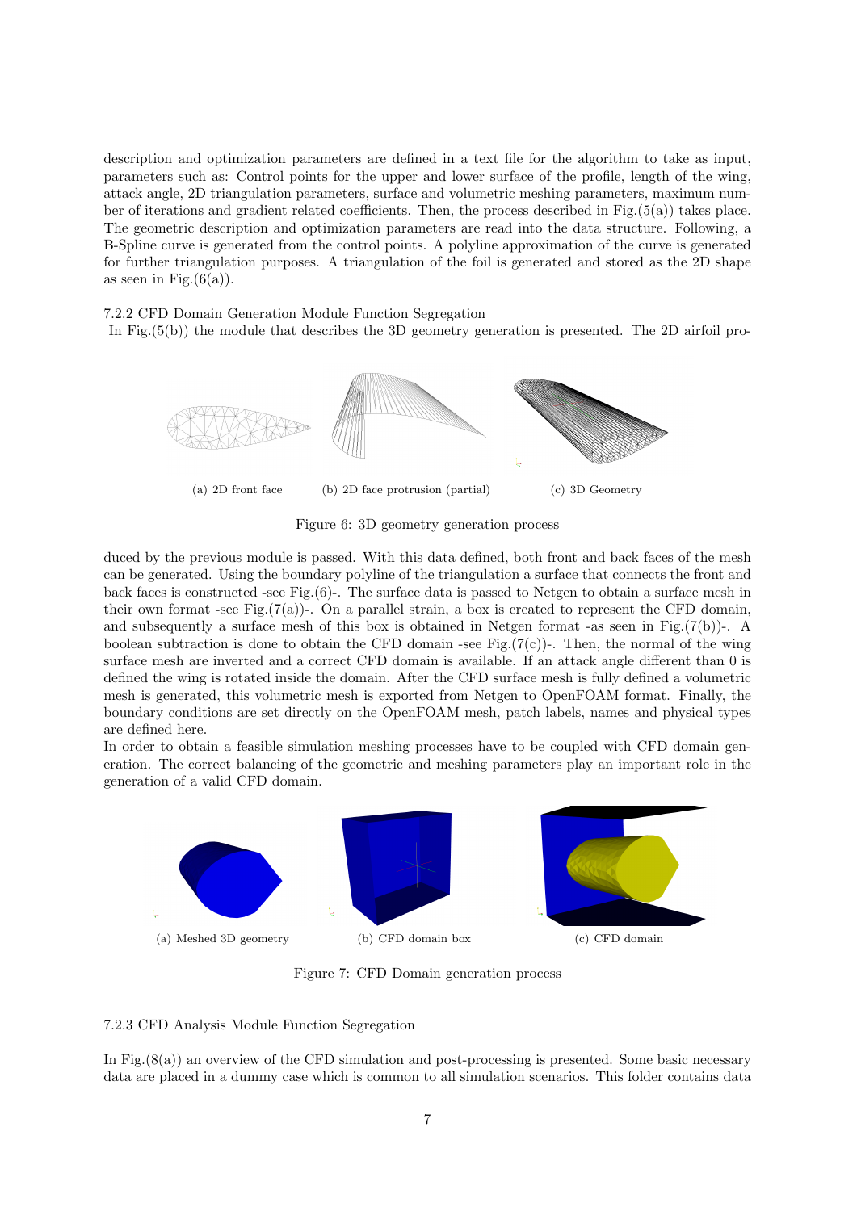description and optimization parameters are defined in a text file for the algorithm to take as input, parameters such as: Control points for the upper and lower surface of the profile, length of the wing, attack angle, 2D triangulation parameters, surface and volumetric meshing parameters, maximum number of iterations and gradient related coefficients. Then, the process described in Fig.(5(a)) takes place. The geometric description and optimization parameters are read into the data structure. Following, a B-Spline curve is generated from the control points. A polyline approximation of the curve is generated for further triangulation purposes. A triangulation of the foil is generated and stored as the 2D shape as seen in Fig.(6(a)).

### 7.2.2 CFD Domain Generation Module Function Segregation

In Fig.(5(b)) the module that describes the 3D geometry generation is presented. The 2D airfoil produced by the previous module is passed. With this data defined, both front and back faces of the mesh can be generated. Using the boundary polyline of the triangulation a surface that connects the front and back faces is constructed -see Fig.(6)-. The surface data is passed to Netgen to obtain a surface mesh in their own format -see Fig.(7(a))-. On a parallel strain, a box is created to represent the CFD domain, and subsequently a surface mesh of this box is obtained in Netgen format -as seen in Fig.(7(b))-. A boolean subtraction is done to obtain the CFD domain -see Fig.(7(c))-. Then, the normal of the wing surface mesh are inverted and a correct CFD domain is available. If an attack angle different than 0 is defined the wing is rotated inside the domain. After the CFD surface mesh is fully defined a volumetric mesh is generated, this volumetric mesh is exported from Netgen to OpenFOAM format. Finally, the boundary conditions are set directly on the OpenFOAM mesh, patch labels, names and physical types are defined here.

In order to obtain a feasible simulation meshing processes have to be coupled with CFD domain generation. The correct balancing of the geometric and meshing parameters play an important role in the generation of a valid CFD domain.

(a) 2D front face (b) 2D face protrusion (partial) (c) 3D Geometry

Figure 6: 3D geometry generation process

(a) Meshed 3D geometry (b) CFD domain box (c) CFD domain

Figure 7: CFD Domain generation process

### 7.2.3 CFD Analysis Module Function Segregation

In Fig.(8(a)) an overview of the CFD simulation and post-processing is presented. Some basic necessary data are placed in a dummy case which is common to all simulation scenarios. This folder contains data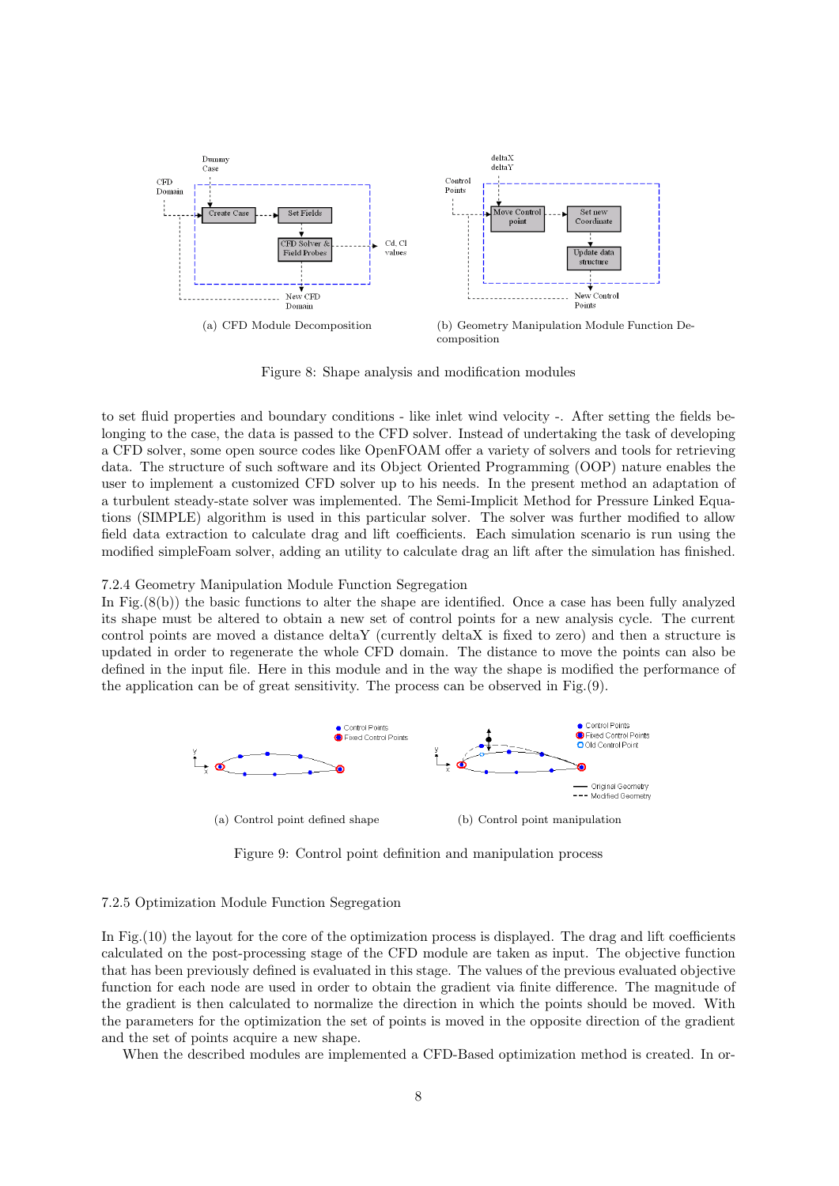(a) CFD Module Decomposition

(b) Geometry Manipulation Module Function Decomposition

Figure 8: Shape analysis and modification modules

to set fluid properties and boundary conditions - like inlet wind velocity -. After setting the fields belonging to the case, the data is passed to the CFD solver. Instead of undertaking the task of developing a CFD solver, some open source codes like OpenFOAM offer a variety of solvers and tools for retrieving data. The structure of such software and its Object Oriented Programming (OOP) nature enables the user to implement a customized CFD solver up to his needs. In the present method an adaptation of a turbulent steady-state solver was implemented. The Semi-Implicit Method for Pressure Linked Equations (SIMPLE) algorithm is used in this particular solver. The solver was further modified to allow field data extraction to calculate drag and lift coefficients. Each simulation scenario is run using the modified simpleFoam solver, adding an utility to calculate drag an lift after the simulation has finished.

### 7.2.4 Geometry Manipulation Module Function Segregation

In Fig.(8(b)) the basic functions to alter the shape are identified. Once a case has been fully analyzed its shape must be altered to obtain a new set of control points for a new analysis cycle. The current control points are moved a distance deltaY (currently deltaX is fixed to zero) and then a structure is updated in order to regenerate the whole CFD domain. The distance to move the points can also be defined in the input file. Here in this module and in the way the shape is modified the performance of the application can be of great sensitivity. The process can be observed in Fig.(9).

(a) Control point defined shape

(b) Control point manipulation

Figure 9: Control point definition and manipulation process

### 7.2.5 Optimization Module Function Segregation

In Fig.(10) the layout for the core of the optimization process is displayed. The drag and lift coefficients calculated on the post-processing stage of the CFD module are taken as input. The objective function that has been previously defined is evaluated in this stage. The values of the previous evaluated objective function for each node are used in order to obtain the gradient via finite difference. The magnitude of the gradient is then calculated to normalize the direction in which the points should be moved. With the parameters for the optimization the set of points is moved in the opposite direction of the gradient and the set of points acquire a new shape.

When the described modules are implemented a CFD-Based optimization method is created. In or-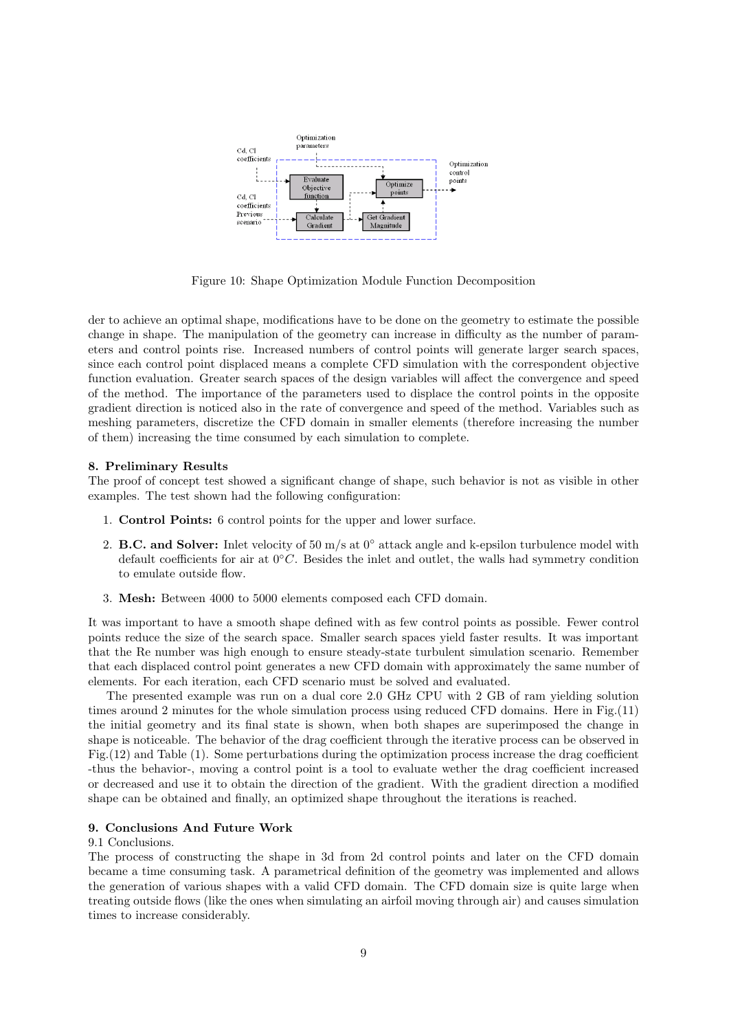Figure 10: Shape Optimization Module Function Decomposition

der to achieve an optimal shape, modifications have to be done on the geometry to estimate the possible change in shape. The manipulation of the geometry can increase in difficulty as the number of parameters and control points rise. Increased numbers of control points will generate larger search spaces, since each control point displaced means a complete CFD simulation with the correspondent objective function evaluation. Greater search spaces of the design variables will affect the convergence and speed of the method. The importance of the parameters used to displace the control points in the opposite gradient direction is noticed also in the rate of convergence and speed of the method. Variables such as meshing parameters, discretize the CFD domain in smaller elements (therefore increasing the number of them) increasing the time consumed by each simulation to complete.

### 8. Preliminary Results

The proof of concept test showed a significant change of shape, such behavior is not as visible in other examples. The test shown had the following configuration:

1. **Control Points:** 6 control points for the upper and lower surface.
2. **B.C. and Solver:** Inlet velocity of 50 m/s at $0^{\circ}$ attack angle and k-epsilon turbulence model with default coefficients for air at $0^{\circ}C$. Besides the inlet and outlet, the walls had symmetry condition to emulate outside flow.
3. **Mesh:** Between 4000 to 5000 elements composed each CFD domain.

It was important to have a smooth shape defined with as few control points as possible. Fewer control points reduce the size of the search space. Smaller search spaces yield faster results. It was important that the Re number was high enough to ensure steady-state turbulent simulation scenario. Remember that each displaced control point generates a new CFD domain with approximately the same number of elements. For each iteration, each CFD scenario must be solved and evaluated.

The presented example was run on a dual core 2.0 GHz CPU with 2 GB of ram yielding solution times around 2 minutes for the whole simulation process using reduced CFD domains. Here in Fig.(11) the initial geometry and its final state is shown, when both shapes are superimposed the change in shape is noticeable. The behavior of the drag coefficient through the iterative process can be observed in Fig.(12) and Table (1). Some perturbations during the optimization process increase the drag coefficient -thus the behavior-, moving a control point is a tool to evaluate wether the drag coefficient increased or decreased and use it to obtain the direction of the gradient. With the gradient direction a modified shape can be obtained and finally, an optimized shape throughout the iterations is reached.

### 9. Conclusions And Future Work

9.1 Conclusions.

The process of constructing the shape in 3d from 2d control points and later on the CFD domain became a time consuming task. A parametrical definition of the geometry was implemented and allows the generation of various shapes with a valid CFD domain. The CFD domain size is quite large when treating outside flows (like the ones when simulating an airfoil moving through air) and causes simulation times to increase considerably.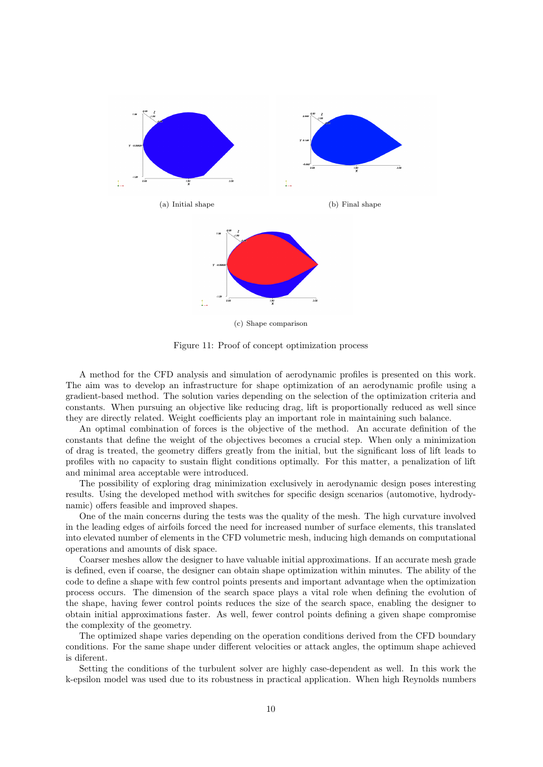(a) Initial shape

(b) Final shape

(c) Shape comparison

Figure 11: Proof of concept optimization process

A method for the CFD analysis and simulation of aerodynamic profiles is presented on this work. The aim was to develop an infrastructure for shape optimization of an aerodynamic profile using a gradient-based method. The solution varies depending on the selection of the optimization criteria and constants. When pursuing an objective like reducing drag, lift is proportionally reduced as well since they are directly related. Weight coefficients play an important role in maintaining such balance.

An optimal combination of forces is the objective of the method. An accurate definition of the constants that define the weight of the objectives becomes a crucial step. When only a minimization of drag is treated, the geometry differs greatly from the initial, but the significant loss of lift leads to profiles with no capacity to sustain flight conditions optimally. For this matter, a penalization of lift and minimal area acceptable were introduced.

The possibility of exploring drag minimization exclusively in aerodynamic design poses interesting results. Using the developed method with switches for specific design scenarios (automotive, hydrodynamic) offers feasible and improved shapes.

One of the main concerns during the tests was the quality of the mesh. The high curvature involved in the leading edges of airfoils forced the need for increased number of surface elements, this translated into elevated number of elements in the CFD volumetric mesh, inducing high demands on computational operations and amounts of disk space.

Coarser meshes allow the designer to have valuable initial approximations. If an accurate mesh grade is defined, even if coarse, the designer can obtain shape optimization within minutes. The ability of the code to define a shape with few control points presents and important advantage when the optimization process occurs. The dimension of the search space plays a vital role when defining the evolution of the shape, having fewer control points reduces the size of the search space, enabling the designer to obtain initial approximations faster. As well, fewer control points defining a given shape compromise the complexity of the geometry.

The optimized shape varies depending on the operation conditions derived from the CFD boundary conditions. For the same shape under different velocities or attack angles, the optimum shape achieved is diferent.

Setting the conditions of the turbulent solver are highly case-dependent as well. In this work the k-epsilon model was used due to its robustness in practical application. When high Reynolds numbers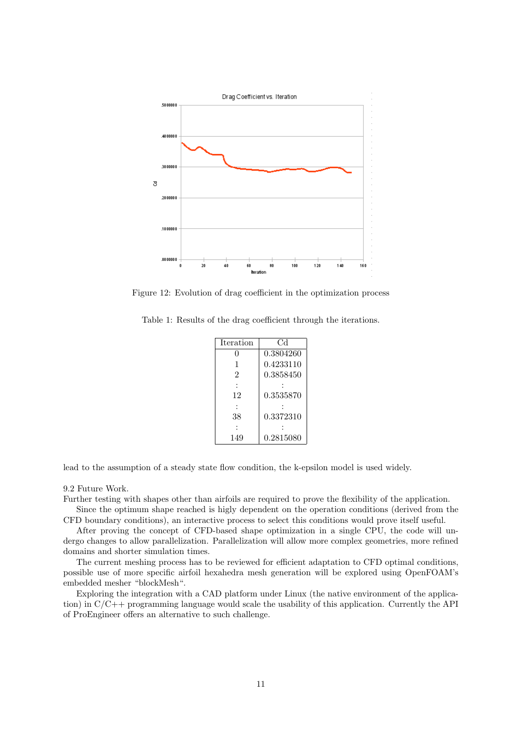Figure 12: Evolution of drag coefficient in the optimization process

Table 1: Results of the drag coefficient through the iterations.

| Iteration | Cd |
|---|---|
| 0 | 0.3804260 |
| 1 | 0.4233110 |
| 2 | 0.3858450 |
| : | : |
| 12 | 0.3535870 |
| : | : |
| 38 | 0.3372310 |
| : | : |
| 149 | 0.2815080 |

lead to the assumption of a steady state flow condition, the k-epsilon model is used widely.

9.2 Future Work.

Further testing with shapes other than airfoils are required to prove the flexibility of the application.

Since the optimum shape reached is higly dependent on the operation conditions (derived from the CFD boundary conditions), an interactive process to select this conditions would prove itself useful.

After proving the concept of CFD-based shape optimization in a single CPU, the code will undergo changes to allow parallelization. Parallelization will allow more complex geometries, more refined domains and shorter simulation times.

The current meshing process has to be reviewed for efficient adaptation to CFD optimal conditions, possible use of more specific airfoil hexahedra mesh generation will be explored using OpenFOAM's embedded mesher "blockMesh".

Exploring the integration with a CAD platform under Linux (the native environment of the application) in C/C++ programming language would scale the usability of this application. Currently the API of ProEngineer offers an alternative to such challenge.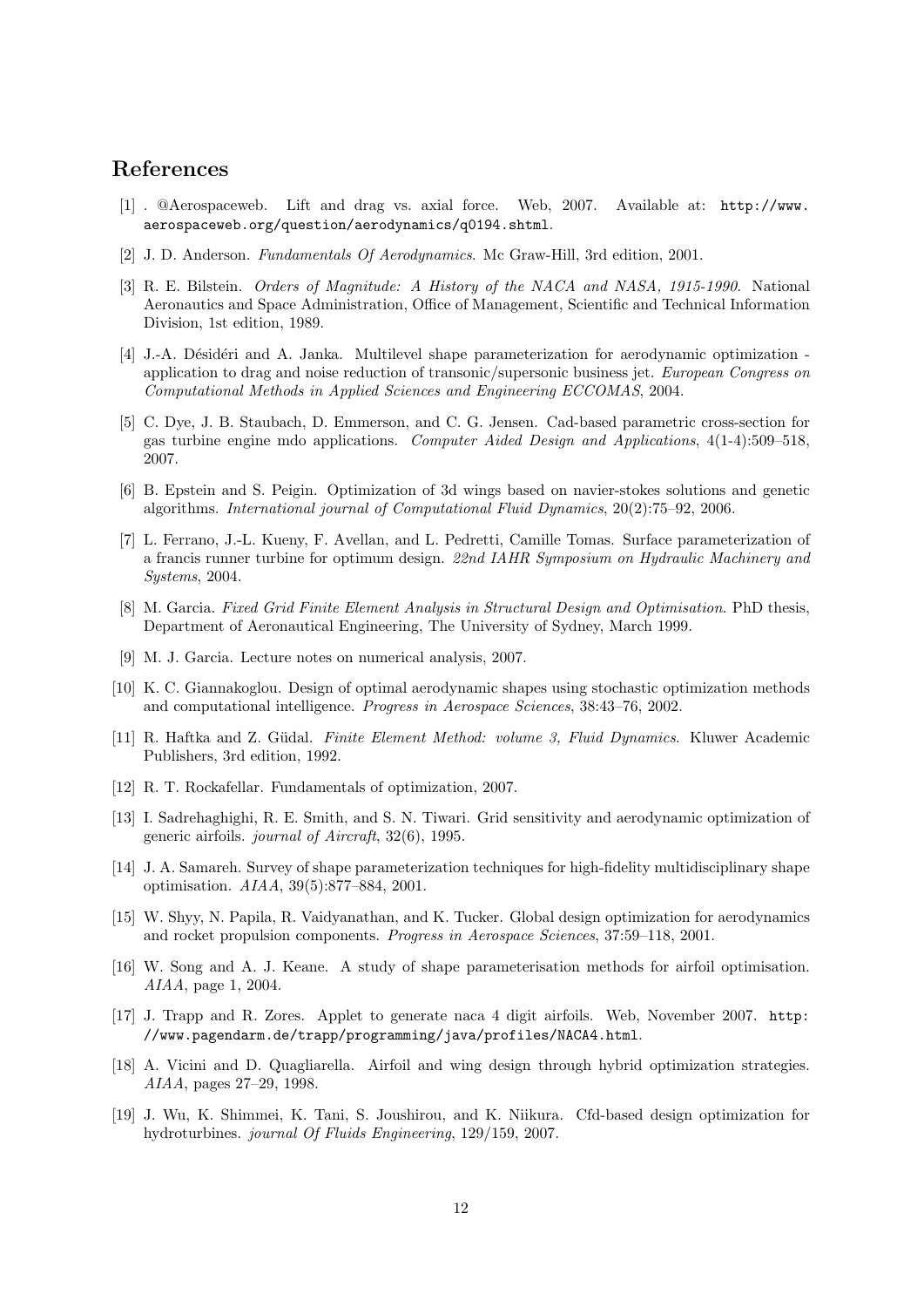# References

[1] . @Aerospaceweb. Lift and drag vs. axial force. Web, 2007. Available at: http://www.aerospaceweb.org/question/aerodynamics/q0194.shtml.

[2] J. D. Anderson. *Fundamentals Of Aerodynamics*. Mc Graw-Hill, 3rd edition, 2001.

[3] R. E. Bilstein. *Orders of Magnitude: A History of the NACA and NASA, 1915-1990*. National Aeronautics and Space Administration, Office of Management, Scientific and Technical Information Division, 1st edition, 1989.

[4] J.-A. Désidéri and A. Janka. Multilevel shape parameterization for aerodynamic optimization - application to drag and noise reduction of transonic/supersonic business jet. *European Congress on Computational Methods in Applied Sciences and Engineering ECCOMAS*, 2004.

[5] C. Dye, J. B. Staubach, D. Emmerson, and C. G. Jensen. Cad-based parametric cross-section for gas turbine engine mdo applications. *Computer Aided Design and Applications*, 4(1-4):509–518, 2007.

[6] B. Epstein and S. Peigin. Optimization of 3d wings based on navier-stokes solutions and genetic algorithms. *International journal of Computational Fluid Dynamics*, 20(2):75–92, 2006.

[7] L. Ferrano, J.-L. Kueny, F. Avellan, and L. Pedretti, Camille Tomas. Surface parameterization of a francis runner turbine for optimum design. *22nd IAHR Symposium on Hydraulic Machinery and Systems*, 2004.

[8] M. Garcia. *Fixed Grid Finite Element Analysis in Structural Design and Optimisation*. PhD thesis, Department of Aeronautical Engineering, The University of Sydney, March 1999.

[9] M. J. Garcia. Lecture notes on numerical analysis, 2007.

[10] K. C. Giannakoglou. Design of optimal aerodynamic shapes using stochastic optimization methods and computational intelligence. *Progress in Aerospace Sciences*, 38:43–76, 2002.

[11] R. Haftka and Z. Güdal. *Finite Element Method: volume 3, Fluid Dynamics*. Kluwer Academic Publishers, 3rd edition, 1992.

[12] R. T. Rockafellar. Fundamentals of optimization, 2007.

[13] I. Sadrehaghighi, R. E. Smith, and S. N. Tiwari. Grid sensitivity and aerodynamic optimization of generic airfoils. *journal of Aircraft*, 32(6), 1995.

[14] J. A. Samareh. Survey of shape parameterization techniques for high-fidelity multidisciplinary shape optimisation. *AIAA*, 39(5):877–884, 2001.

[15] W. Shyy, N. Papila, R. Vaidyanathan, and K. Tucker. Global design optimization for aerodynamics and rocket propulsion components. *Progress in Aerospace Sciences*, 37:59–118, 2001.

[16] W. Song and A. J. Keane. A study of shape parameterisation methods for airfoil optimisation. *AIAA*, page 1, 2004.

[17] J. Trapp and R. Zores. Applet to generate naca 4 digit airfoils. Web, November 2007. http://www.pagendarm.de/trapp/programming/java/profiles/NACA4.html.

[18] A. Vicini and D. Quagliarella. Airfoil and wing design through hybrid optimization strategies. *AIAA*, pages 27–29, 1998.

[19] J. Wu, K. Shimmei, K. Tani, S. Joushirou, and K. Niikura. Cfd-based design optimization for hydroturbines. *journal Of Fluids Engineering*, 129/159, 2007.